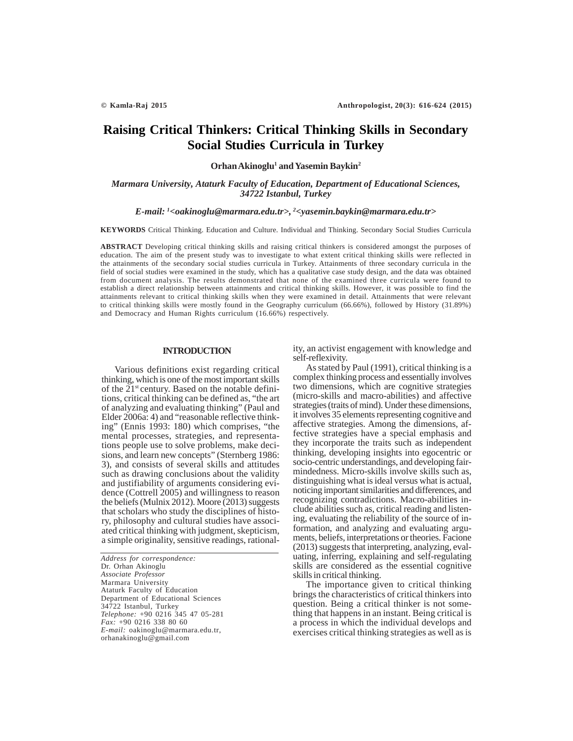# Raising Critical Thinkers: Critical Thinking Skills in Secondary Social Studies Curricula in Turkey

**Orhan Akinoglu[1] and Yasemin Baykin[2]**

*Marmara University, Ataturk Faculty of Education, Department of Educational Sciences, 34722 Istanbul, Turkey*

*E-mail: [1]<oakinoglu@marmara.edu.tr>, [2]<yasemin.baykin@marmara.edu.tr>*

**KEYWORDS** Critical Thinking. Education and Culture. Individual and Thinking. Secondary Social Studies Curricula

**ABSTRACT** Developing critical thinking skills and raising critical thinkers is considered amongst the purposes of education. The aim of the present study was to investigate to what extent critical thinking skills were reflected in the attainments of the secondary social studies curricula in Turkey. Attainments of three secondary curricula in the field of social studies were examined in the study, which has a qualitative case study design, and the data was obtained from document analysis. The results demonstrated that none of the examined three curricula were found to establish a direct relationship between attainments and critical thinking skills. However, it was possible to find the attainments relevant to critical thinking skills when they were examined in detail. Attainments that were relevant to critical thinking skills were mostly found in the Geography curriculum (66.66%), followed by History (31.89%) and Democracy and Human Rights curriculum (16.66%) respectively.

## INTRODUCTION

Various definitions exist regarding critical thinking, which is one of the most important skills of the 21st century. Based on the notable definitions, critical thinking can be defined as, "the art of analyzing and evaluating thinking" (Paul and Elder 2006a: 4) and "reasonable reflective thinking" (Ennis 1993: 180) which comprises, "the mental processes, strategies, and representations people use to solve problems, make decisions, and learn new concepts" (Sternberg 1986: 3), and consists of several skills and attitudes such as drawing conclusions about the validity and justifiability of arguments considering evidence (Cottrell 2005) and willingness to reason the beliefs (Mulnix 2012). Moore (2013) suggests that scholars who study the disciplines of history, philosophy and cultural studies have associated critical thinking with judgment, skepticism, a simple originality, sensitive readings, rationality, an activist engagement with knowledge and self-reflexivity.

As stated by Paul (1991), critical thinking is a complex thinking process and essentially involves two dimensions, which are cognitive strategies (micro-skills and macro-abilities) and affective strategies (traits of mind). Under these dimensions, it involves 35 elements representing cognitive and affective strategies. Among the dimensions, affective strategies have a special emphasis and they incorporate the traits such as independent thinking, developing insights into egocentric or socio-centric understandings, and developing fairmindedness. Micro-skills involve skills such as, distinguishing what is ideal versus what is actual, noticing important similarities and differences, and recognizing contradictions. Macro-abilities include abilities such as, critical reading and listening, evaluating the reliability of the source of information, and analyzing and evaluating arguments, beliefs, interpretations or theories. Facione (2013) suggests that interpreting, analyzing, evaluating, inferring, explaining and self-regulating skills are considered as the essential cognitive skills in critical thinking.

The importance given to critical thinking brings the characteristics of critical thinkers into question. Being a critical thinker is not something that happens in an instant. Being critical is a process in which the individual develops and exercises critical thinking strategies as well as is

*Address for correspondence:*
Dr. Orhan Akinoglu
*Associate Professor*
Marmara University
Ataturk Faculty of Education
Department of Educational Sciences
34722 Istanbul, Turkey
*Telephone:* +90 0216 345 47 05-281
*Fax:* +90 0216 338 80 60
*E-mail:* oakinoglu@marmara.edu.tr, orhanakinoglu@gmail.com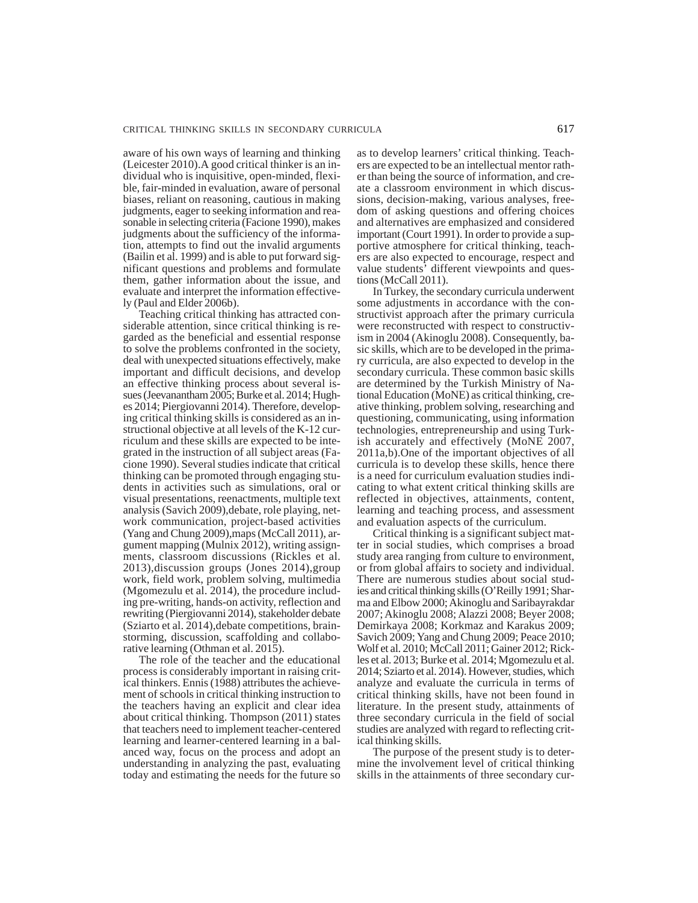aware of his own ways of learning and thinking (Leicester 2010).A good critical thinker is an individual who is inquisitive, open-minded, flexible, fair-minded in evaluation, aware of personal biases, reliant on reasoning, cautious in making judgments, eager to seeking information and reasonable in selecting criteria (Facione 1990), makes judgments about the sufficiency of the information, attempts to find out the invalid arguments (Bailin et al. 1999) and is able to put forward significant questions and problems and formulate them, gather information about the issue, and evaluate and interpret the information effectively (Paul and Elder 2006b).

Teaching critical thinking has attracted considerable attention, since critical thinking is regarded as the beneficial and essential response to solve the problems confronted in the society, deal with unexpected situations effectively, make important and difficult decisions, and develop an effective thinking process about several issues (Jeevanantham 2005; Burke et al. 2014; Hughes 2014; Piergiovanni 2014). Therefore, developing critical thinking skills is considered as an instructional objective at all levels of the K-12 curriculum and these skills are expected to be integrated in the instruction of all subject areas (Facione 1990). Several studies indicate that critical thinking can be promoted through engaging students in activities such as simulations, oral or visual presentations, reenactments, multiple text analysis (Savich 2009),debate, role playing, network communication, project-based activities (Yang and Chung 2009),maps (McCall 2011), argument mapping (Mulnix 2012), writing assignments, classroom discussions (Rickles et al. 2013),discussion groups (Jones 2014),group work, field work, problem solving, multimedia (Mgomezulu et al. 2014), the procedure including pre-writing, hands-on activity, reflection and rewriting (Piergiovanni 2014), stakeholder debate (Sziarto et al. 2014),debate competitions, brainstorming, discussion, scaffolding and collaborative learning (Othman et al. 2015).

The role of the teacher and the educational process is considerably important in raising critical thinkers. Ennis (1988) attributes the achievement of schools in critical thinking instruction to the teachers having an explicit and clear idea about critical thinking. Thompson (2011) states that teachers need to implement teacher-centered learning and learner-centered learning in a balanced way, focus on the process and adopt an understanding in analyzing the past, evaluating today and estimating the needs for the future so as to develop learners' critical thinking. Teachers are expected to be an intellectual mentor rather than being the source of information, and create a classroom environment in which discussions, decision-making, various analyses, freedom of asking questions and offering choices and alternatives are emphasized and considered important (Court 1991). In order to provide a supportive atmosphere for critical thinking, teachers are also expected to encourage, respect and value students' different viewpoints and questions (McCall 2011).

In Turkey, the secondary curricula underwent some adjustments in accordance with the constructivist approach after the primary curricula were reconstructed with respect to constructivism in 2004 (Akinoglu 2008). Consequently, basic skills, which are to be developed in the primary curricula, are also expected to develop in the secondary curricula. These common basic skills are determined by the Turkish Ministry of National Education (MoNE) as critical thinking, creative thinking, problem solving, researching and questioning, communicating, using information technologies, entrepreneurship and using Turkish accurately and effectively (MoNE 2007, 2011a,b).One of the important objectives of all curricula is to develop these skills, hence there is a need for curriculum evaluation studies indicating to what extent critical thinking skills are reflected in objectives, attainments, content, learning and teaching process, and assessment and evaluation aspects of the curriculum.

Critical thinking is a significant subject matter in social studies, which comprises a broad study area ranging from culture to environment, or from global affairs to society and individual. There are numerous studies about social studies and critical thinking skills (O'Reilly 1991; Sharma and Elbow 2000; Akinoglu and Saribayrakdar 2007; Akinoglu 2008; Alazzi 2008; Beyer 2008; Demirkaya 2008; Korkmaz and Karakus 2009; Savich 2009; Yang and Chung 2009; Peace 2010; Wolf et al. 2010; McCall 2011; Gainer 2012; Rickles et al. 2013; Burke et al. 2014; Mgomezulu et al. 2014; Sziarto et al. 2014). However, studies, which analyze and evaluate the curricula in terms of critical thinking skills, have not been found in literature. In the present study, attainments of three secondary curricula in the field of social studies are analyzed with regard to reflecting critical thinking skills.

The purpose of the present study is to determine the involvement level of critical thinking skills in the attainments of three secondary cur-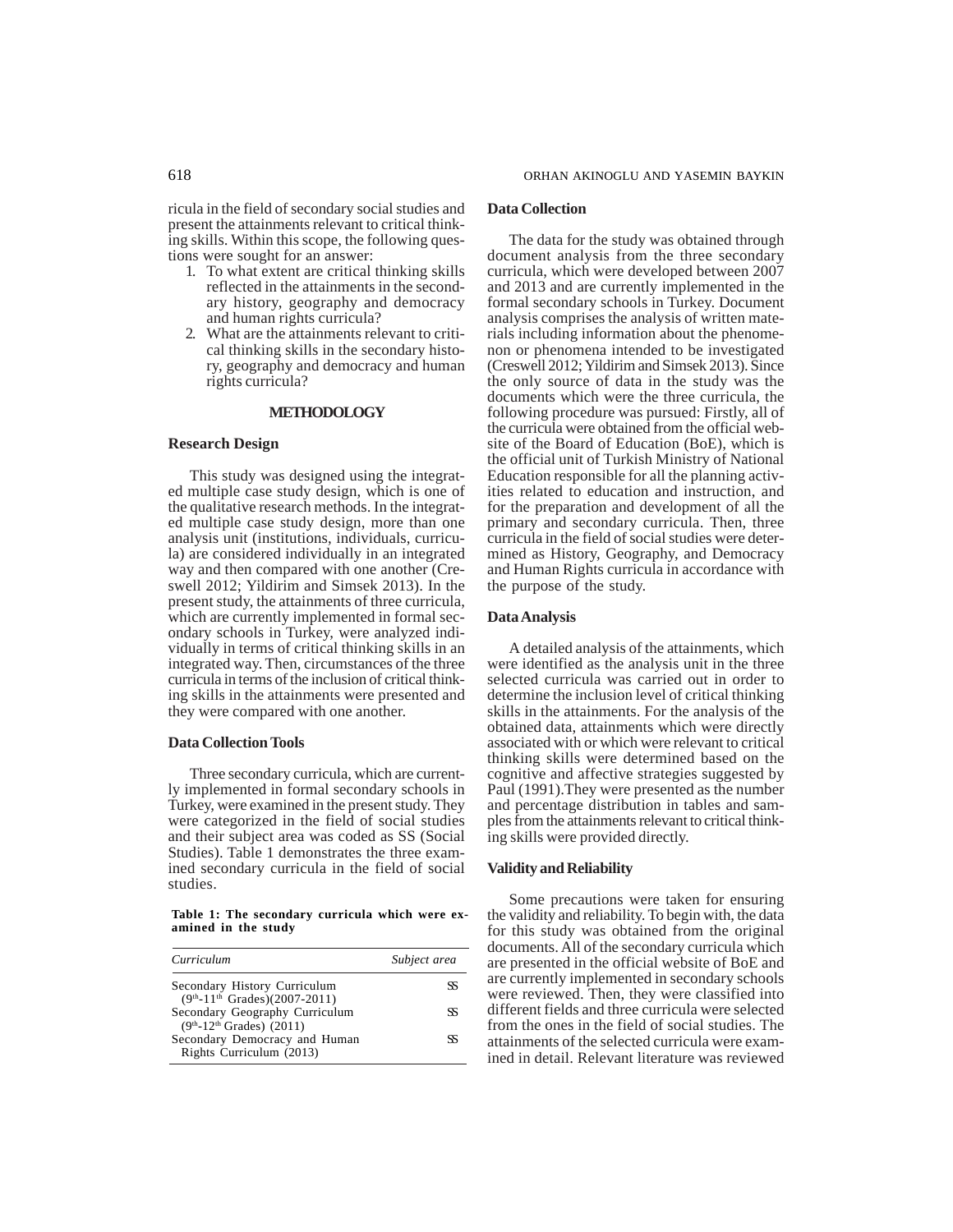ricula in the field of secondary social studies and present the attainments relevant to critical thinking skills. Within this scope, the following questions were sought for an answer:

1. To what extent are critical thinking skills reflected in the attainments in the secondary history, geography and democracy and human rights curricula?
2. What are the attainments relevant to critical thinking skills in the secondary history, geography and democracy and human rights curricula?

## METHODOLOGY

### Research Design

This study was designed using the integrated multiple case study design, which is one of the qualitative research methods. In the integrated multiple case study design, more than one analysis unit (institutions, individuals, curricula) are considered individually in an integrated way and then compared with one another (Creswell 2012; Yildirim and Simsek 2013). In the present study, the attainments of three curricula, which are currently implemented in formal secondary schools in Turkey, were analyzed individually in terms of critical thinking skills in an integrated way. Then, circumstances of the three curricula in terms of the inclusion of critical thinking skills in the attainments were presented and they were compared with one another.

### Data Collection Tools

Three secondary curricula, which are currently implemented in formal secondary schools in Turkey, were examined in the present study. They were categorized in the field of social studies and their subject area was coded as SS (Social Studies). Table 1 demonstrates the three examined secondary curricula in the field of social studies.

**Table 1: The secondary curricula which were examined in the study**

| *Curriculum* | *Subject area* |
|---|---|
| Secondary History Curriculum ($9^{th}$-$11^{th}$ Grades)(2007-2011) | SS |
| Secondary Geography Curriculum ($9^{th}$-$12^{th}$ Grades) (2011) | SS |
| Secondary Democracy and Human Rights Curriculum (2013) | SS |

### Data Collection

The data for the study was obtained through document analysis from the three secondary curricula, which were developed between 2007 and 2013 and are currently implemented in the formal secondary schools in Turkey. Document analysis comprises the analysis of written materials including information about the phenomenon or phenomena intended to be investigated (Creswell 2012; Yildirim and Simsek 2013). Since the only source of data in the study was the documents which were the three curricula, the following procedure was pursued: Firstly, all of the curricula were obtained from the official website of the Board of Education (BoE), which is the official unit of Turkish Ministry of National Education responsible for all the planning activities related to education and instruction, and for the preparation and development of all the primary and secondary curricula. Then, three curricula in the field of social studies were determined as History, Geography, and Democracy and Human Rights curricula in accordance with the purpose of the study.

### Data Analysis

A detailed analysis of the attainments, which were identified as the analysis unit in the three selected curricula was carried out in order to determine the inclusion level of critical thinking skills in the attainments. For the analysis of the obtained data, attainments which were directly associated with or which were relevant to critical thinking skills were determined based on the cognitive and affective strategies suggested by Paul (1991).They were presented as the number and percentage distribution in tables and samples from the attainments relevant to critical thinking skills were provided directly.

### Validity and Reliability

Some precautions were taken for ensuring the validity and reliability. To begin with, the data for this study was obtained from the original documents. All of the secondary curricula which are presented in the official website of BoE and are currently implemented in secondary schools were reviewed. Then, they were classified into different fields and three curricula were selected from the ones in the field of social studies. The attainments of the selected curricula were examined in detail. Relevant literature was reviewed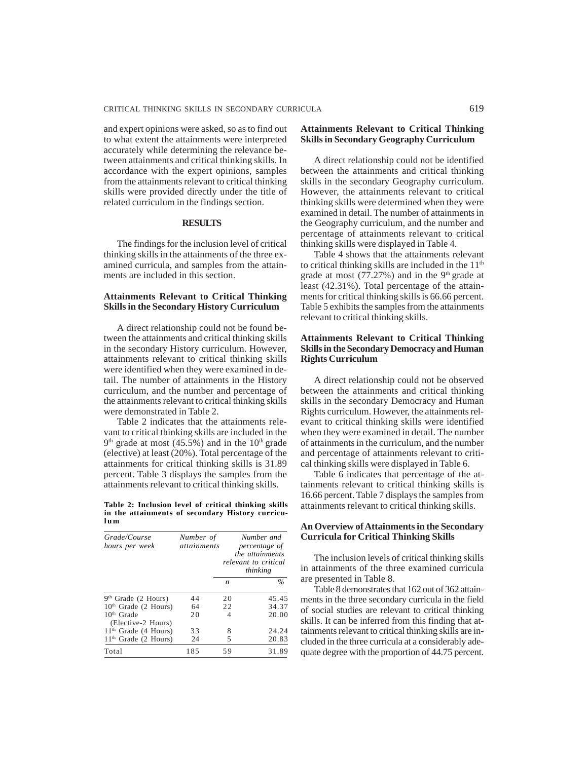and expert opinions were asked, so as to find out to what extent the attainments were interpreted accurately while determining the relevance between attainments and critical thinking skills. In accordance with the expert opinions, samples from the attainments relevant to critical thinking skills were provided directly under the title of related curriculum in the findings section.

## RESULTS

The findings for the inclusion level of critical thinking skills in the attainments of the three examined curricula, and samples from the attainments are included in this section.

### Attainments Relevant to Critical Thinking Skills in the Secondary History Curriculum

A direct relationship could not be found between the attainments and critical thinking skills in the secondary History curriculum. However, attainments relevant to critical thinking skills were identified when they were examined in detail. The number of attainments in the History curriculum, and the number and percentage of the attainments relevant to critical thinking skills were demonstrated in Table 2.

Table 2 indicates that the attainments relevant to critical thinking skills are included in the 9th grade at most (45.5%) and in the 10th grade (elective) at least (20%). Total percentage of the attainments for critical thinking skills is 31.89 percent. Table 3 displays the samples from the attainments relevant to critical thinking skills.

**Table 2: Inclusion level of critical thinking skills in the attainments of secondary History curriculum**

| *Grade/Course hours per week* | *Number of attainments* | *Number and percentage of the attainments relevant to critical thinking* | |
|---|---|---|---|
| | | *n* | *%* |
| 9th Grade (2 Hours) | 44 | 20 | 45.45 |
| 10th Grade (2 Hours) | 64 | 22 | 34.37 |
| 10th Grade (Elective-2 Hours) | 20 | 4 | 20.00 |
| 11th Grade (4 Hours) | 33 | 8 | 24.24 |
| 11th Grade (2 Hours) | 24 | 5 | 20.83 |
| Total | 185 | 59 | 31.89 |

### Attainments Relevant to Critical Thinking Skills in Secondary Geography Curriculum

A direct relationship could not be identified between the attainments and critical thinking skills in the secondary Geography curriculum. However, the attainments relevant to critical thinking skills were determined when they were examined in detail. The number of attainments in the Geography curriculum, and the number and percentage of attainments relevant to critical thinking skills were displayed in Table 4.

Table 4 shows that the attainments relevant to critical thinking skills are included in the 11th grade at most (77.27%) and in the 9th grade at least (42.31%). Total percentage of the attainments for critical thinking skills is 66.66 percent. Table 5 exhibits the samples from the attainments relevant to critical thinking skills.

### Attainments Relevant to Critical Thinking Skills in the Secondary Democracy and Human Rights Curriculum

A direct relationship could not be observed between the attainments and critical thinking skills in the secondary Democracy and Human Rights curriculum. However, the attainments relevant to critical thinking skills were identified when they were examined in detail. The number of attainments in the curriculum, and the number and percentage of attainments relevant to critical thinking skills were displayed in Table 6.

Table 6 indicates that percentage of the attainments relevant to critical thinking skills is 16.66 percent. Table 7 displays the samples from attainments relevant to critical thinking skills.

### An Overview of Attainments in the Secondary Curricula for Critical Thinking Skills

The inclusion levels of critical thinking skills in attainments of the three examined curricula are presented in Table 8.

Table 8 demonstrates that 162 out of 362 attainments in the three secondary curricula in the field of social studies are relevant to critical thinking skills. It can be inferred from this finding that attainments relevant to critical thinking skills are included in the three curricula at a considerably adequate degree with the proportion of 44.75 percent.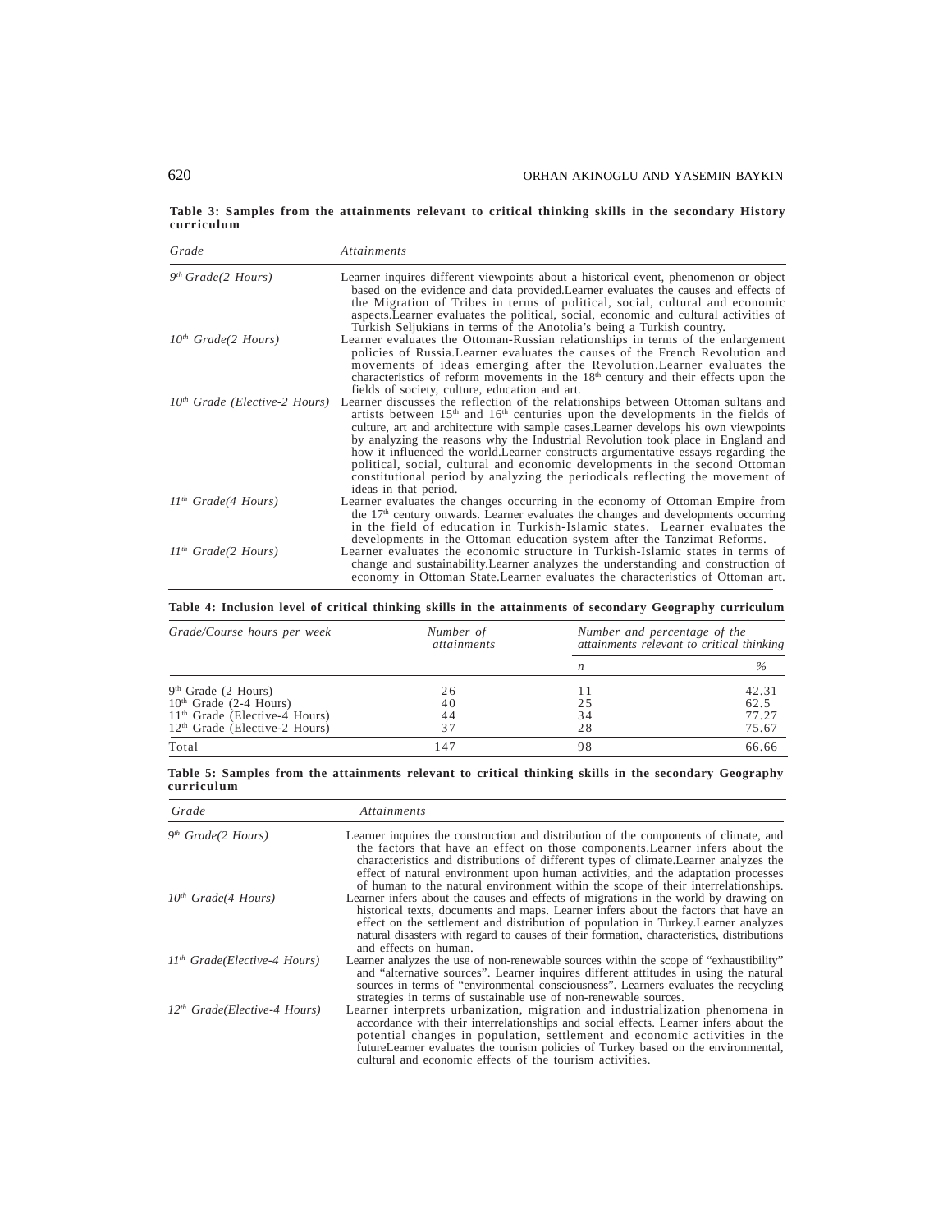**Table 3: Samples from the attainments relevant to critical thinking skills in the secondary History curriculum**

| Grade | Attainments |
|---|---|
| *9th Grade(2 Hours)* | Learner inquires different viewpoints about a historical event, phenomenon or object based on the evidence and data provided.Learner evaluates the causes and effects of the Migration of Tribes in terms of political, social, cultural and economic aspects.Learner evaluates the political, social, economic and cultural activities of Turkish Seljukians in terms of the Anotolia's being a Turkish country. |
| *10th Grade(2 Hours)* | Learner evaluates the Ottoman-Russian relationships in terms of the enlargement policies of Russia.Learner evaluates the causes of the French Revolution and movements of ideas emerging after the Revolution.Learner evaluates the characteristics of reform movements in the 18th century and their effects upon the fields of society, culture, education and art. |
| *10th Grade (Elective-2 Hours)* | Learner discusses the reflection of the relationships between Ottoman sultans and artists between 15th and 16th centuries upon the developments in the fields of culture, art and architecture with sample cases.Learner develops his own viewpoints by analyzing the reasons why the Industrial Revolution took place in England and how it influenced the world.Learner constructs argumentative essays regarding the political, social, cultural and economic developments in the second Ottoman constitutional period by analyzing the periodicals reflecting the movement of ideas in that period. |
| *11th Grade(4 Hours)* | Learner evaluates the changes occurring in the economy of Ottoman Empire from the 17th century onwards. Learner evaluates the changes and developments occurring in the field of education in Turkish-Islamic states. Learner evaluates the developments in the Ottoman education system after the Tanzimat Reforms. |
| *11th Grade(2 Hours)* | Learner evaluates the economic structure in Turkish-Islamic states in terms of change and sustainability.Learner analyzes the understanding and construction of economy in Ottoman State.Learner evaluates the characteristics of Ottoman art. |

**Table 4: Inclusion level of critical thinking skills in the attainments of secondary Geography curriculum**

| *Grade/Course hours per week* | *Number of attainments* | *Number and percentage of the attainments relevant to critical thinking* | |
|---|---|---|---|
| | | *n* | *%* |
| 9th Grade (2 Hours) | 26 | 11 | 42.31 |
| 10th Grade (2-4 Hours) | 40 | 25 | 62.5 |
| 11th Grade (Elective-4 Hours) | 44 | 34 | 77.27 |
| 12th Grade (Elective-2 Hours) | 37 | 28 | 75.67 |
| Total | 147 | 98 | 66.66 |

**Table 5: Samples from the attainments relevant to critical thinking skills in the secondary Geography curriculum**

| Grade | Attainments |
|---|---|
| *9th Grade(2 Hours)* | Learner inquires the construction and distribution of the components of climate, and the factors that have an effect on those components.Learner infers about the characteristics and distributions of different types of climate.Learner analyzes the effect of natural environment upon human activities, and the adaptation processes of human to the natural environment within the scope of their interrelationships. |
| *10th Grade(4 Hours)* | Learner infers about the causes and effects of migrations in the world by drawing on historical texts, documents and maps. Learner infers about the factors that have an effect on the settlement and distribution of population in Turkey.Learner analyzes natural disasters with regard to causes of their formation, characteristics, distributions and effects on human. |
| *11th Grade(Elective-4 Hours)* | Learner analyzes the use of non-renewable sources within the scope of "exhaustibility" and "alternative sources". Learner inquires different attitudes in using the natural sources in terms of "environmental consciousness". Learners evaluates the recycling strategies in terms of sustainable use of non-renewable sources. |
| *12th Grade(Elective-4 Hours)* | Learner interprets urbanization, migration and industrialization phenomena in accordance with their interrelationships and social effects. Learner infers about the potential changes in population, settlement and economic activities in the futureLearner evaluates the tourism policies of Turkey based on the environmental, cultural and economic effects of the tourism activities. |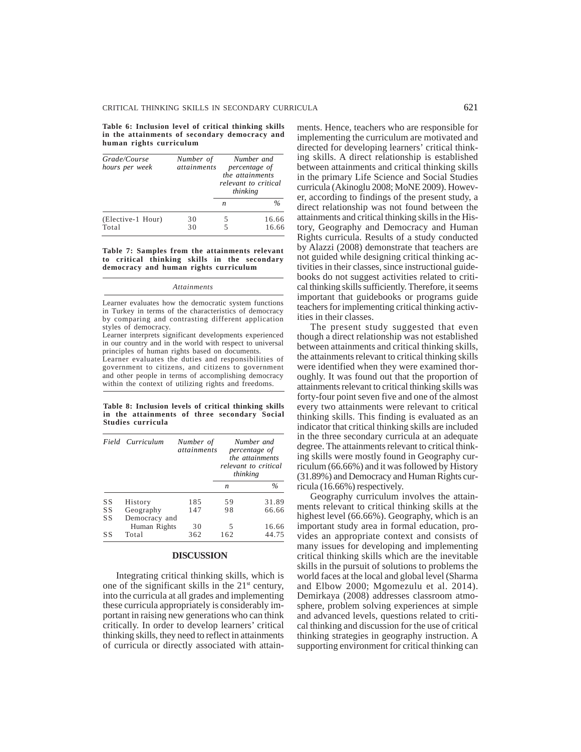**Table 6: Inclusion level of critical thinking skills in the attainments of secondary democracy and human rights curriculum**

| *Grade/Course hours per week* | *Number of attainments* | *Number and percentage of the attainments relevant to critical thinking* | |
|---|---|---|---|
| | | *n* | *%* |
| (Elective-1 Hour) | 30 | 5 | 16.66 |
| Total | 30 | 5 | 16.66 |

**Table 7: Samples from the attainments relevant to critical thinking skills in the secondary democracy and human rights curriculum**

| *Attainments* |
|---|
| Learner evaluates how the democratic system functions in Turkey in terms of the characteristics of democracy by comparing and contrasting different application styles of democracy. |
| Learner interprets significant developments experienced in our country and in the world with respect to universal principles of human rights based on documents. |
| Learner evaluates the duties and responsibilities of government to citizens, and citizens to government and other people in terms of accomplishing democracy within the context of utilizing rights and freedoms. |

**Table 8: Inclusion levels of critical thinking skills in the attainments of three secondary Social Studies curricula**

| *Field* | *Curriculum* | *Number of attainments* | *Number and percentage of the attainments relevant to critical thinking* | |
|---|---|---|---|---|
| | | | *n* | *%* |
| SS | History | 185 | 59 | 31.89 |
| SS | Geography | 147 | 98 | 66.66 |
| SS | Democracy and Human Rights | 30 | 5 | 16.66 |
| SS | Total | 362 | 162 | 44.75 |

## DISCUSSION

Integrating critical thinking skills, which is one of the significant skills in the 21st century, into the curricula at all grades and implementing these curricula appropriately is considerably important in raising new generations who can think critically. In order to develop learners' critical thinking skills, they need to reflect in attainments of curricula or directly associated with attainments. Hence, teachers who are responsible for implementing the curriculum are motivated and directed for developing learners' critical thinking skills. A direct relationship is established between attainments and critical thinking skills in the primary Life Science and Social Studies curricula (Akinoglu 2008; MoNE 2009). However, according to findings of the present study, a direct relationship was not found between the attainments and critical thinking skills in the History, Geography and Democracy and Human Rights curricula. Results of a study conducted by Alazzi (2008) demonstrate that teachers are not guided while designing critical thinking activities in their classes, since instructional guidebooks do not suggest activities related to critical thinking skills sufficiently. Therefore, it seems important that guidebooks or programs guide teachers for implementing critical thinking activities in their classes.

The present study suggested that even though a direct relationship was not established between attainments and critical thinking skills, the attainments relevant to critical thinking skills were identified when they were examined thoroughly. It was found out that the proportion of attainments relevant to critical thinking skills was forty-four point seven five and one of the almost every two attainments were relevant to critical thinking skills. This finding is evaluated as an indicator that critical thinking skills are included in the three secondary curricula at an adequate degree. The attainments relevant to critical thinking skills were mostly found in Geography curriculum (66.66%) and it was followed by History (31.89%) and Democracy and Human Rights curricula (16.66%) respectively.

Geography curriculum involves the attainments relevant to critical thinking skills at the highest level (66.66%). Geography, which is an important study area in formal education, provides an appropriate context and consists of many issues for developing and implementing critical thinking skills which are the inevitable skills in the pursuit of solutions to problems the world faces at the local and global level (Sharma and Elbow 2000; Mgomezulu et al. 2014). Demirkaya (2008) addresses classroom atmosphere, problem solving experiences at simple and advanced levels, questions related to critical thinking and discussion for the use of critical thinking strategies in geography instruction. A supporting environment for critical thinking can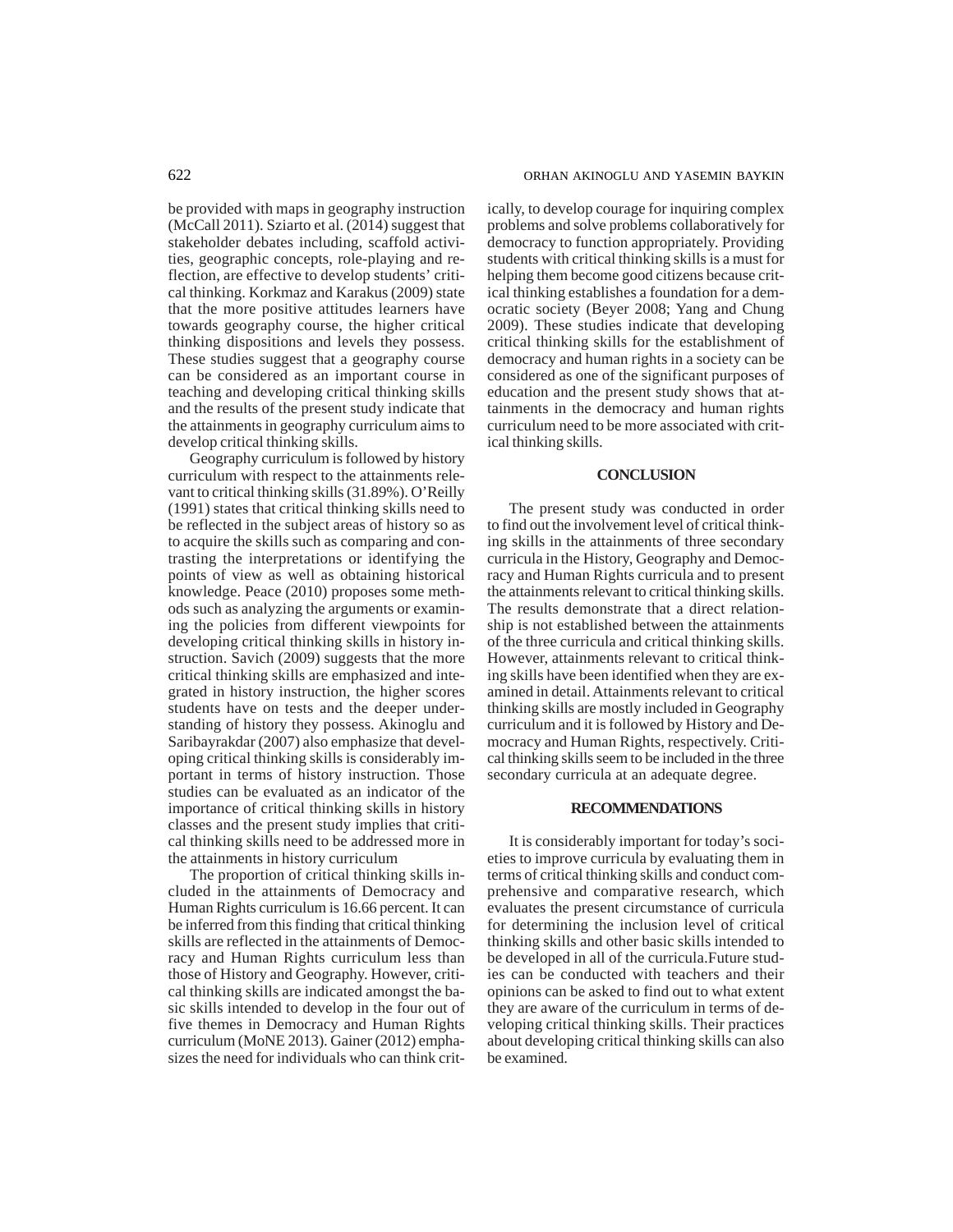be provided with maps in geography instruction (McCall 2011). Sziarto et al. (2014) suggest that stakeholder debates including, scaffold activities, geographic concepts, role-playing and reflection, are effective to develop students' critical thinking. Korkmaz and Karakus (2009) state that the more positive attitudes learners have towards geography course, the higher critical thinking dispositions and levels they possess. These studies suggest that a geography course can be considered as an important course in teaching and developing critical thinking skills and the results of the present study indicate that the attainments in geography curriculum aims to develop critical thinking skills.

Geography curriculum is followed by history curriculum with respect to the attainments relevant to critical thinking skills (31.89%). O'Reilly (1991) states that critical thinking skills need to be reflected in the subject areas of history so as to acquire the skills such as comparing and contrasting the interpretations or identifying the points of view as well as obtaining historical knowledge. Peace (2010) proposes some methods such as analyzing the arguments or examining the policies from different viewpoints for developing critical thinking skills in history instruction. Savich (2009) suggests that the more critical thinking skills are emphasized and integrated in history instruction, the higher scores students have on tests and the deeper understanding of history they possess. Akinoglu and Saribayrakdar (2007) also emphasize that developing critical thinking skills is considerably important in terms of history instruction. Those studies can be evaluated as an indicator of the importance of critical thinking skills in history classes and the present study implies that critical thinking skills need to be addressed more in the attainments in history curriculum

The proportion of critical thinking skills included in the attainments of Democracy and Human Rights curriculum is 16.66 percent. It can be inferred from this finding that critical thinking skills are reflected in the attainments of Democracy and Human Rights curriculum less than those of History and Geography. However, critical thinking skills are indicated amongst the basic skills intended to develop in the four out of five themes in Democracy and Human Rights curriculum (MoNE 2013). Gainer (2012) emphasizes the need for individuals who can think critically, to develop courage for inquiring complex problems and solve problems collaboratively for democracy to function appropriately. Providing students with critical thinking skills is a must for helping them become good citizens because critical thinking establishes a foundation for a democratic society (Beyer 2008; Yang and Chung 2009). These studies indicate that developing critical thinking skills for the establishment of democracy and human rights in a society can be considered as one of the significant purposes of education and the present study shows that attainments in the democracy and human rights curriculum need to be more associated with critical thinking skills.

## CONCLUSION

The present study was conducted in order to find out the involvement level of critical thinking skills in the attainments of three secondary curricula in the History, Geography and Democracy and Human Rights curricula and to present the attainments relevant to critical thinking skills. The results demonstrate that a direct relationship is not established between the attainments of the three curricula and critical thinking skills. However, attainments relevant to critical thinking skills have been identified when they are examined in detail. Attainments relevant to critical thinking skills are mostly included in Geography curriculum and it is followed by History and Democracy and Human Rights, respectively. Critical thinking skills seem to be included in the three secondary curricula at an adequate degree.

## RECOMMENDATIONS

It is considerably important for today's societies to improve curricula by evaluating them in terms of critical thinking skills and conduct comprehensive and comparative research, which evaluates the present circumstance of curricula for determining the inclusion level of critical thinking skills and other basic skills intended to be developed in all of the curricula.Future studies can be conducted with teachers and their opinions can be asked to find out to what extent they are aware of the curriculum in terms of developing critical thinking skills. Their practices about developing critical thinking skills can also be examined.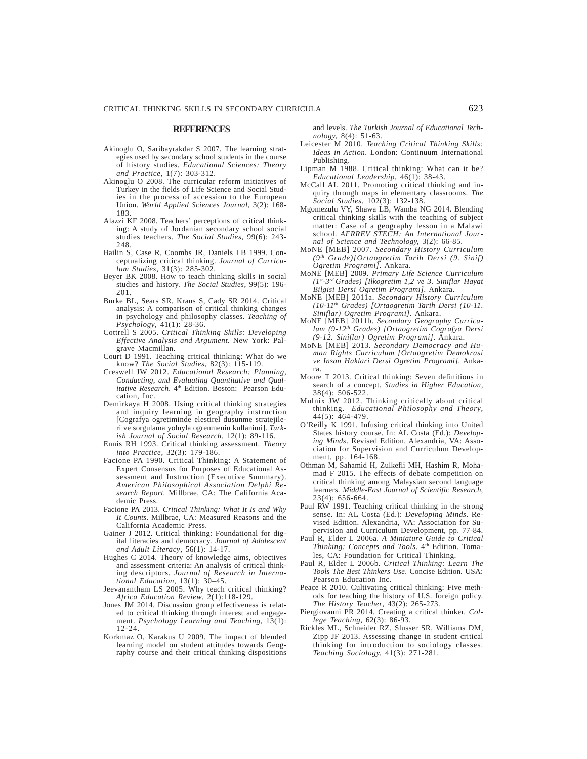## REFERENCES

Akinoglu O, Saribayrakdar S 2007. The learning strategies used by secondary school students in the course of history studies. *Educational Sciences: Theory and Practice*, 1(7): 303-312.

Akinoglu O 2008. The curricular reform initiatives of Turkey in the fields of Life Science and Social Studies in the process of accession to the European Union. *World Applied Sciences Journal*, 3(2): 168-183.

Alazzi KF 2008. Teachers' perceptions of critical thinking: A study of Jordanian secondary school social studies teachers. *The Social Studies*, 99(6): 243-248.

Bailin S, Case R, Coombs JR, Daniels LB 1999. Conceptualizing critical thinking. *Journal of Curriculum Studies*, 31(3): 285-302.

Beyer BK 2008. How to teach thinking skills in social studies and history. *The Social Studies*, 99(5): 196-201.

Burke BL, Sears SR, Kraus S, Cady SR 2014. Critical analysis: A comparison of critical thinking changes in psychology and philosophy classes. *Teaching of Psychology*, 41(1): 28-36.

Cottrell S 2005. *Critical Thinking Skills: Developing Effective Analysis and Argument*. New York: Palgrave Macmillan.

Court D 1991. Teaching critical thinking: What do we know? *The Social Studies*, 82(3): 115-119.

Creswell JW 2012. *Educational Research: Planning, Conducting, and Evaluating Quantitative and Qualitative Research*. 4th Edition. Boston: Pearson Education, Inc.

Demirkaya H 2008. Using critical thinking strategies and inquiry learning in geography instruction [Cografya ogretiminde elestirel dusunme stratejileri ve sorgulama yoluyla ogrenmenin kullanimi]. *Turkish Journal of Social Research*, 12(1): 89-116.

Ennis RH 1993. Critical thinking assessment. *Theory into Practice*, 32(3): 179-186.

Facione PA 1990. Critical Thinking: A Statement of Expert Consensus for Purposes of Educational Assessment and Instruction (Executive Summary). *American Philosophical Association Delphi Research Report.* Millbrae, CA: The California Academic Press.

Facione PA 2013. *Critical Thinking: What It Is and Why It Counts*. Millbrae, CA: Measured Reasons and the California Academic Press.

Gainer J 2012. Critical thinking: Foundational for digital literacies and democracy. *Journal of Adolescent and Adult Literacy*, 56(1): 14-17.

Hughes C 2014. Theory of knowledge aims, objectives and assessment criteria: An analysis of critical thinking descriptors. *Journal of Research in International Education*, 13(1): 30–45.

Jeevanantham LS 2005. Why teach critical thinking? *Africa Education Review*, 2(1):118-129.

Jones JM 2014. Discussion group effectiveness is related to critical thinking through interest and engagement. *Psychology Learning and Teaching*, 13(1): 12-24.

Korkmaz O, Karakus U 2009. The impact of blended learning model on student attitudes towards Geography course and their critical thinking dispositions and levels. *The Turkish Journal of Educational Technology*, 8(4): 51-63.

Leicester M 2010. *Teaching Critical Thinking Skills: Ideas in Action*. London: Continuum International Publishing.

Lipman M 1988. Critical thinking: What can it be? *Educational Leadership*, 46(1): 38-43.

McCall AL 2011. Promoting critical thinking and inquiry through maps in elementary classrooms. *The Social Studies*, 102(3): 132-138.

Mgomezulu VY, Shawa LB, Wamba NG 2014. Blending critical thinking skills with the teaching of subject matter: Case of a geography lesson in a Malawi school. *AFRREV STECH: An International Journal of Science and Technology*, 3(2): 66-85.

MoNE [MEB] 2007. *Secondary History Curriculum (9th Grade)[Ortaogretim Tarih Dersi (9. Sinif) Ogretim Programi]*. Ankara.

MoNE [MEB] 2009. *Primary Life Science Curriculum (1st-3rd Grades) [Ilkogretim 1,2 ve 3. Siniflar Hayat Bilgisi Dersi Ogretim Programi]*. Ankara.

MoNE [MEB] 2011a. *Secondary History Curriculum (10-11th Grades) [Ortaogretim Tarih Dersi (10-11. Siniflar) Ogretim Programi]*. Ankara.

MoNE [MEB] 2011b. *Secondary Geography Curriculum (9-12th Grades) [Ortaogretim Cografya Dersi (9-12. Siniflar) Ogretim Programi]*. Ankara.

MoNE [MEB] 2013. *Secondary Democracy and Human Rights Curriculum [Ortaogretim Demokrasi ve Insan Haklari Dersi Ogretim Programi]*. Ankara.

Moore T 2013. Critical thinking: Seven definitions in search of a concept. *Studies in Higher Education*, 38(4): 506-522.

Mulnix JW 2012. Thinking critically about critical thinking. *Educational Philosophy and Theory*, 44(5): 464-479.

O'Reilly K 1991. Infusing critical thinking into United States history course. In: AL Costa (Ed.): *Developing Minds*. Revised Edition. Alexandria, VA: Association for Supervision and Curriculum Development, pp. 164-168.

Othman M, Sahamid H, Zulkefli MH, Hashim R, Mohamad F 2015. The effects of debate competition on critical thinking among Malaysian second language learners. *Middle-East Journal of Scientific Research*, 23(4): 656-664.

Paul RW 1991. Teaching critical thinking in the strong sense. In: AL Costa (Ed.): *Developing Minds*. Revised Edition. Alexandria, VA: Association for Supervision and Curriculum Development, pp. 77-84.

Paul R, Elder L 2006a. *A Miniature Guide to Critical Thinking: Concepts and Tools*. 4th Edition. Tomales, CA: Foundation for Critical Thinking.

Paul R, Elder L 2006b. *Critical Thinking: Learn The Tools The Best Thinkers Use*. Concise Edition. USA: Pearson Education Inc.

Peace R 2010. Cultivating critical thinking: Five methods for teaching the history of U.S. foreign policy. *The History Teacher*, 43(2): 265-273.

Piergiovanni PR 2014. Creating a critical thinker. *College Teaching*, 62(3): 86-93.

Rickles ML, Schneider RZ, Slusser SR, Williams DM, Zipp JF 2013. Assessing change in student critical thinking for introduction to sociology classes. *Teaching Sociology*, 41(3): 271-281.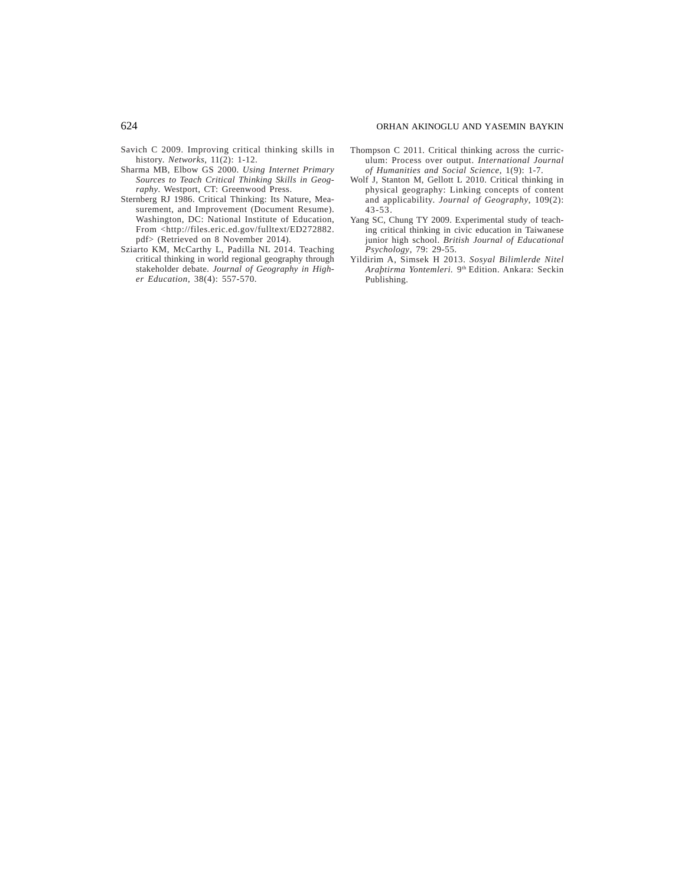Savich C 2009. Improving critical thinking skills in history. *Networks*, 11(2): 1-12.

Sharma MB, Elbow GS 2000. *Using Internet Primary Sources to Teach Critical Thinking Skills in Geography*. Westport, CT: Greenwood Press.

Sternberg RJ 1986. Critical Thinking: Its Nature, Measurement, and Improvement (Document Resume). Washington, DC: National Institute of Education, From <http://files.eric.ed.gov/fulltext/ED272882.pdf> (Retrieved on 8 November 2014).

Sziarto KM, McCarthy L, Padilla NL 2014. Teaching critical thinking in world regional geography through stakeholder debate. *Journal of Geography in Higher Education*, 38(4): 557-570.

Thompson C 2011. Critical thinking across the curriculum: Process over output. *International Journal of Humanities and Social Science*, 1(9): 1-7.

Wolf J, Stanton M, Gellott L 2010. Critical thinking in physical geography: Linking concepts of content and applicability. *Journal of Geography*, 109(2): 43-53.

Yang SC, Chung TY 2009. Experimental study of teaching critical thinking in civic education in Taiwanese junior high school. *British Journal of Educational Psychology*, 79: 29-55.

Yildirim A, Simsek H 2013. *Sosyal Bilimlerde Nitel Arabtirma Yontemleri*. 9th Edition. Ankara: Seckin Publishing.